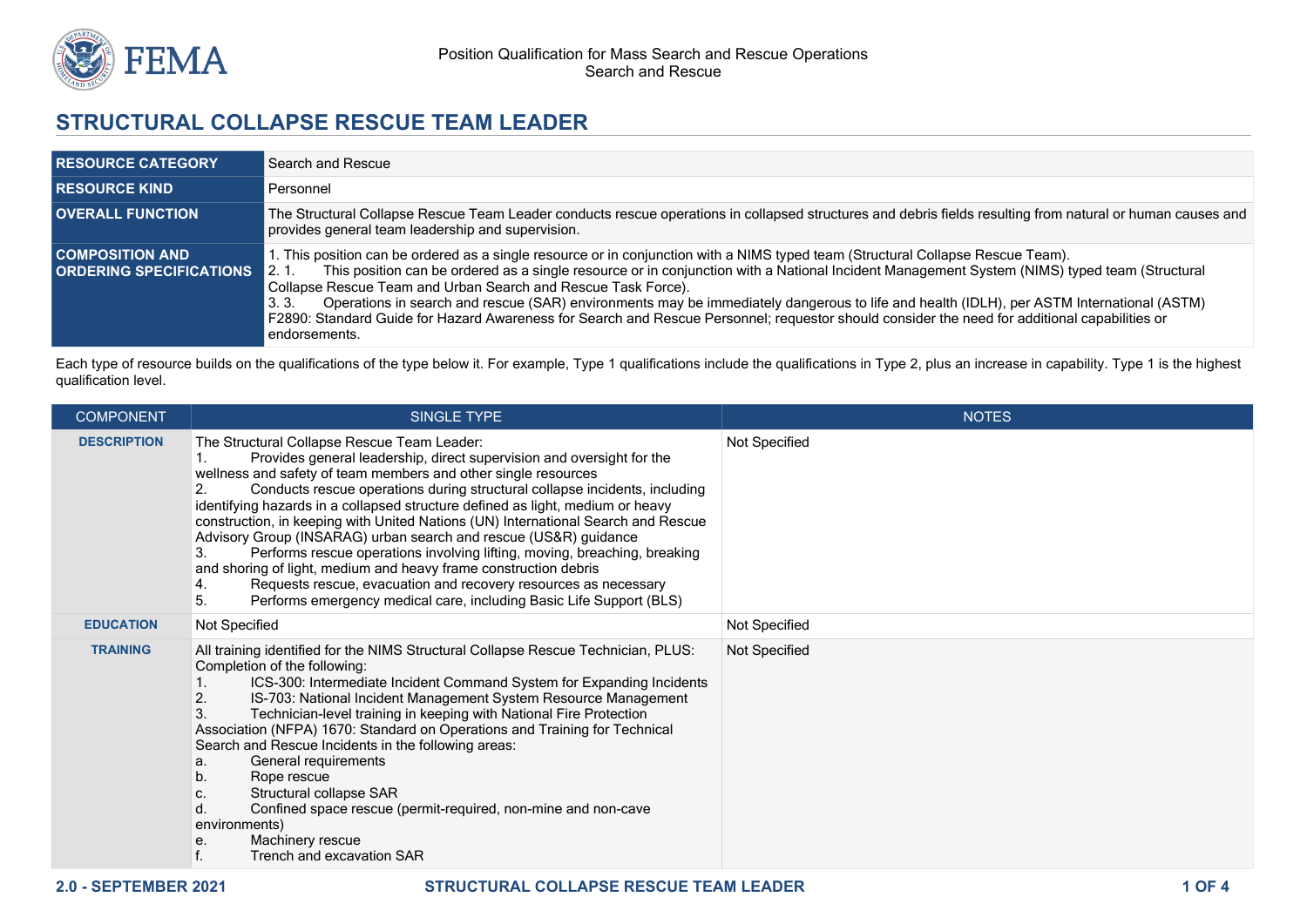# STRUCTURAL COLLAPSE RESCUE TEAM LEADER

| | |
|---|---|
| **RESOURCE CATEGORY** | Search and Rescue |
| **RESOURCE KIND** | Personnel |
| **OVERALL FUNCTION** | The Structural Collapse Rescue Team Leader conducts rescue operations in collapsed structures and debris fields resulting from natural or human causes and provides general team leadership and supervision. |
| **COMPOSITION AND ORDERING SPECIFICATIONS** | 1. This position can be ordered as a single resource or in conjunction with a NIMS typed team (Structural Collapse Rescue Team).<br>2. 1. This position can be ordered as a single resource or in conjunction with a National Incident Management System (NIMS) typed team (Structural Collapse Rescue Team and Urban Search and Rescue Task Force).<br>3. 3. Operations in search and rescue (SAR) environments may be immediately dangerous to life and health (IDLH), per ASTM International (ASTM) F2890: Standard Guide for Hazard Awareness for Search and Rescue Personnel; requestor should consider the need for additional capabilities or endorsements. |

Each type of resource builds on the qualifications of the type below it. For example, Type 1 qualifications include the qualifications in Type 2, plus an increase in capability. Type 1 is the highest qualification level.

| COMPONENT | SINGLE TYPE | NOTES |
|---|---|---|
| **DESCRIPTION** | The Structural Collapse Rescue Team Leader:<br>1. Provides general leadership, direct supervision and oversight for the wellness and safety of team members and other single resources<br>2. Conducts rescue operations during structural collapse incidents, including identifying hazards in a collapsed structure defined as light, medium or heavy construction, in keeping with United Nations (UN) International Search and Rescue Advisory Group (INSARAG) urban search and rescue (US&R) guidance<br>3. Performs rescue operations involving lifting, moving, breaching, breaking and shoring of light, medium and heavy frame construction debris<br>4. Requests rescue, evacuation and recovery resources as necessary<br>5. Performs emergency medical care, including Basic Life Support (BLS) | Not Specified |
| **EDUCATION** | Not Specified | Not Specified |
| **TRAINING** | All training identified for the NIMS Structural Collapse Rescue Technician, PLUS:<br>Completion of the following:<br>1. ICS-300: Intermediate Incident Command System for Expanding Incidents<br>2. IS-703: National Incident Management System Resource Management<br>3. Technician-level training in keeping with National Fire Protection Association (NFPA) 1670: Standard on Operations and Training for Technical Search and Rescue Incidents in the following areas:<br>a. General requirements<br>b. Rope rescue<br>c. Structural collapse SAR<br>d. Confined space rescue (permit-required, non-mine and non-cave environments)<br>e. Machinery rescue<br>f. Trench and excavation SAR | Not Specified |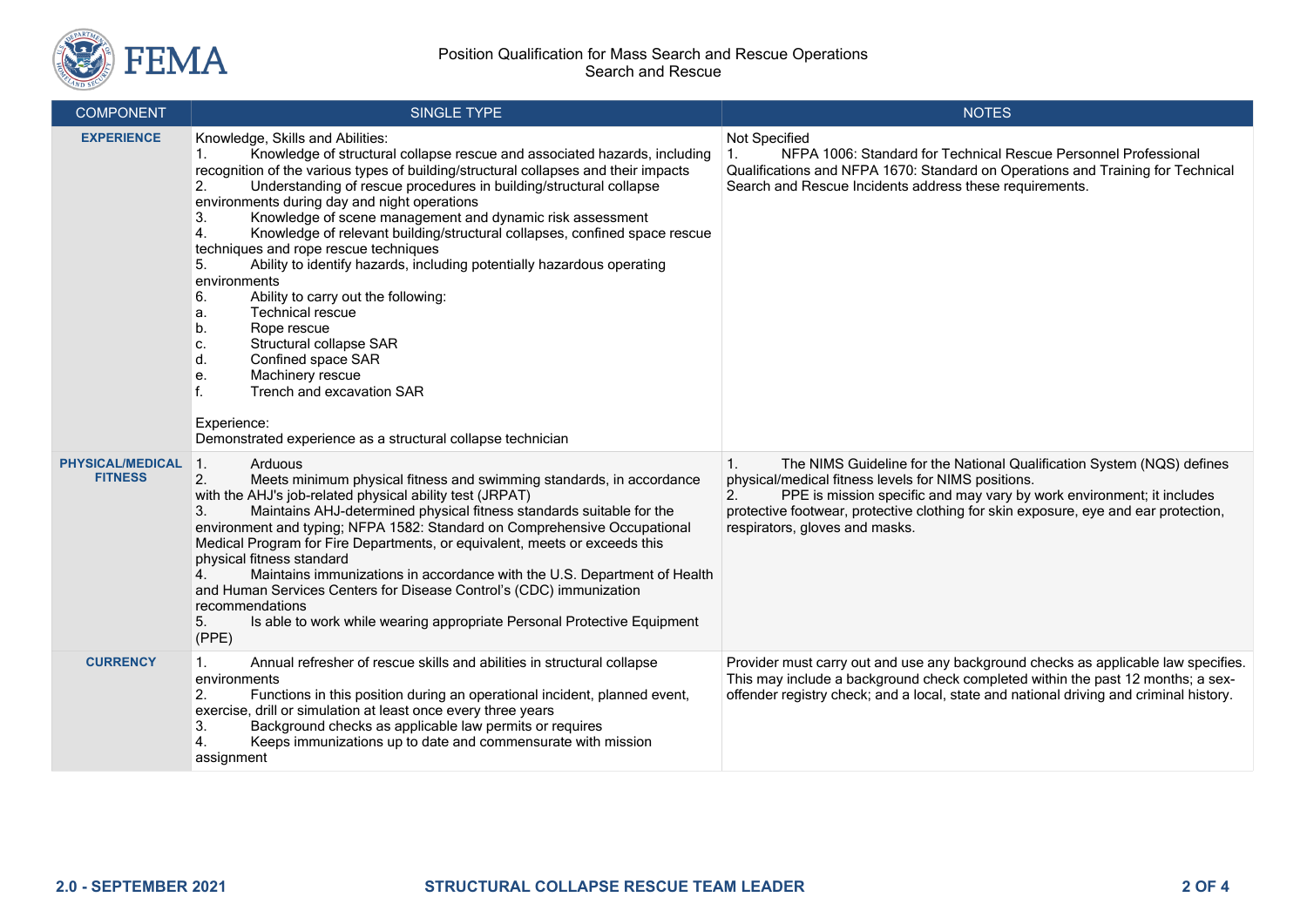| COMPONENT | SINGLE TYPE | NOTES |
|---|---|---|
| **EXPERIENCE** | Knowledge, Skills and Abilities:<br>1. Knowledge of structural collapse rescue and associated hazards, including recognition of the various types of building/structural collapses and their impacts<br>2. Understanding of rescue procedures in building/structural collapse environments during day and night operations<br>3. Knowledge of scene management and dynamic risk assessment<br>4. Knowledge of relevant building/structural collapses, confined space rescue techniques and rope rescue techniques<br>5. Ability to identify hazards, including potentially hazardous operating environments<br>6. Ability to carry out the following:<br>a. Technical rescue<br>b. Rope rescue<br>c. Structural collapse SAR<br>d. Confined space SAR<br>e. Machinery rescue<br>f. Trench and excavation SAR<br><br>Experience:<br>Demonstrated experience as a structural collapse technician | Not Specified<br>1. NFPA 1006: Standard for Technical Rescue Personnel Professional Qualifications and NFPA 1670: Standard on Operations and Training for Technical Search and Rescue Incidents address these requirements. |
| **PHYSICAL/MEDICAL FITNESS** | 1. Arduous<br>2. Meets minimum physical fitness and swimming standards, in accordance with the AHJ's job-related physical ability test (JRPAT)<br>3. Maintains AHJ-determined physical fitness standards suitable for the environment and typing; NFPA 1582: Standard on Comprehensive Occupational Medical Program for Fire Departments, or equivalent, meets or exceeds this physical fitness standard<br>4. Maintains immunizations in accordance with the U.S. Department of Health and Human Services Centers for Disease Control's (CDC) immunization recommendations<br>5. Is able to work while wearing appropriate Personal Protective Equipment (PPE) | 1. The NIMS Guideline for the National Qualification System (NQS) defines physical/medical fitness levels for NIMS positions.<br>2. PPE is mission specific and may vary by work environment; it includes protective footwear, protective clothing for skin exposure, eye and ear protection, respirators, gloves and masks. |
| **CURRENCY** | 1. Annual refresher of rescue skills and abilities in structural collapse environments<br>2. Functions in this position during an operational incident, planned event, exercise, drill or simulation at least once every three years<br>3. Background checks as applicable law permits or requires<br>4. Keeps immunizations up to date and commensurate with mission assignment | Provider must carry out and use any background checks as applicable law specifies. This may include a background check completed within the past 12 months; a sex-offender registry check; and a local, state and national driving and criminal history. |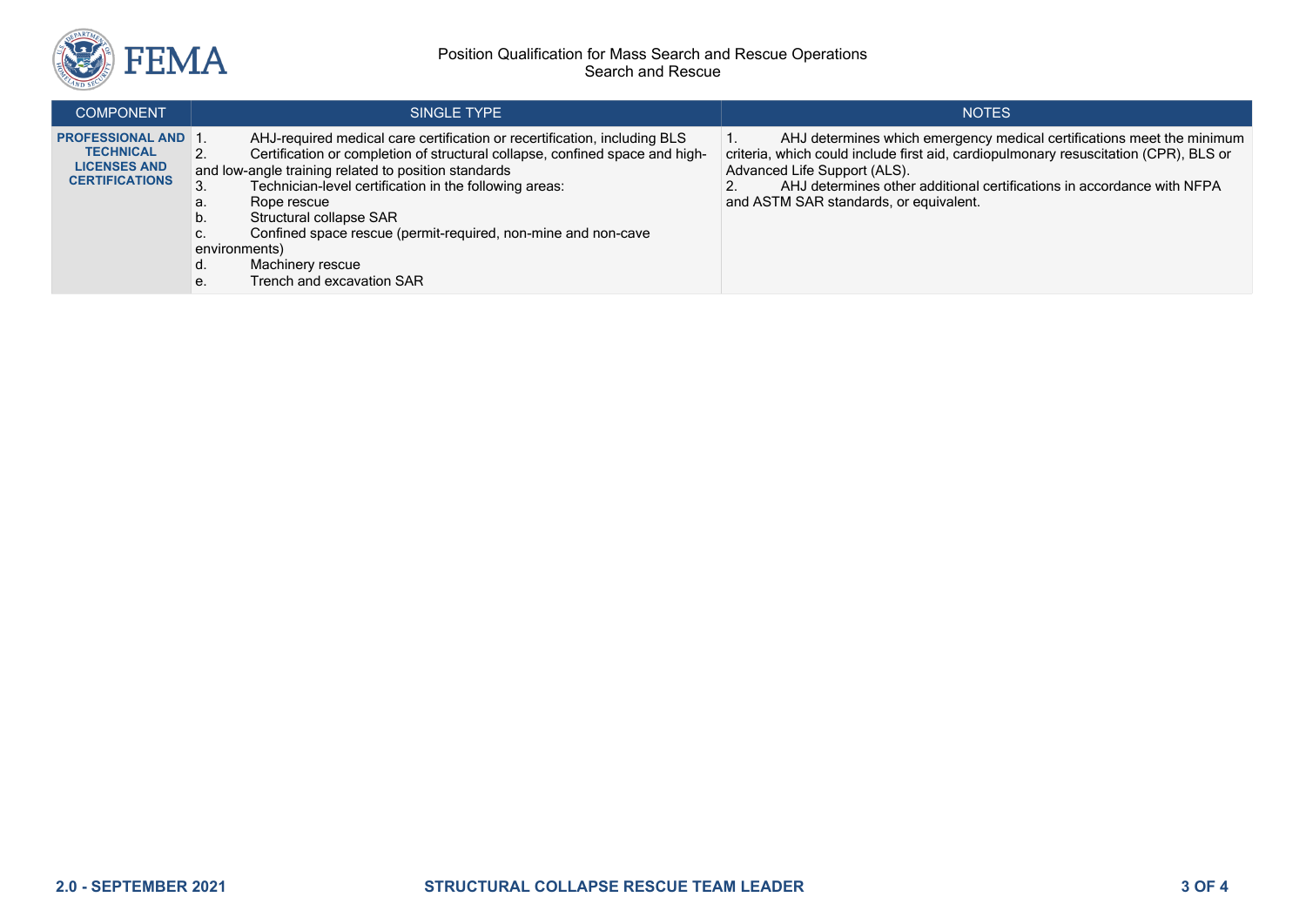| COMPONENT | SINGLE TYPE | NOTES |
|---|---|---|
| **PROFESSIONAL AND TECHNICAL LICENSES AND CERTIFICATIONS** | 1. AHJ-required medical care certification or recertification, including BLS<br>2. Certification or completion of structural collapse, confined space and high- and low-angle training related to position standards<br>3. Technician-level certification in the following areas:<br>a. Rope rescue<br>b. Structural collapse SAR<br>c. Confined space rescue (permit-required, non-mine and non-cave environments)<br>d. Machinery rescue<br>e. Trench and excavation SAR | 1. AHJ determines which emergency medical certifications meet the minimum criteria, which could include first aid, cardiopulmonary resuscitation (CPR), BLS or Advanced Life Support (ALS).<br>2. AHJ determines other additional certifications in accordance with NFPA and ASTM SAR standards, or equivalent. |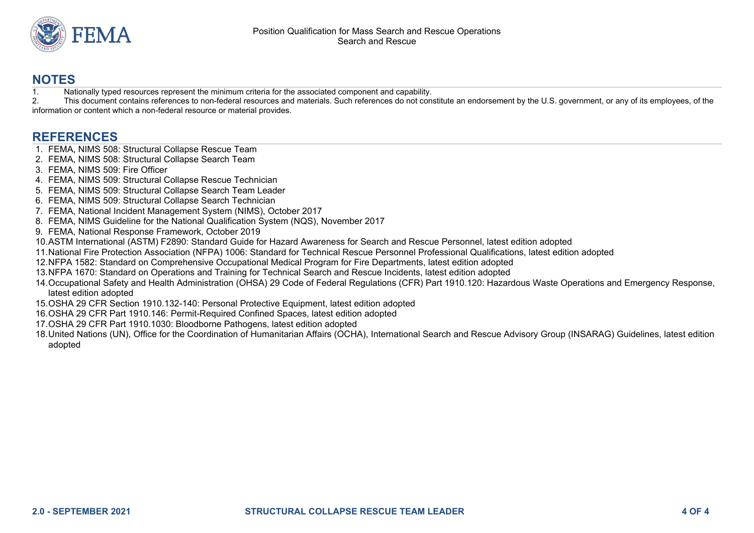## NOTES

1. Nationally typed resources represent the minimum criteria for the associated component and capability.
2. This document contains references to non-federal resources and materials. Such references do not constitute an endorsement by the U.S. government, or any of its employees, of the information or content which a non-federal resource or material provides.

## REFERENCES

1. FEMA, NIMS 508: Structural Collapse Rescue Team
2. FEMA, NIMS 508: Structural Collapse Search Team
3. FEMA, NIMS 509: Fire Officer
4. FEMA, NIMS 509: Structural Collapse Rescue Technician
5. FEMA, NIMS 509: Structural Collapse Search Team Leader
6. FEMA, NIMS 509: Structural Collapse Search Technician
7. FEMA, National Incident Management System (NIMS), October 2017
8. FEMA, NIMS Guideline for the National Qualification System (NQS), November 2017
9. FEMA, National Response Framework, October 2019
10. ASTM International (ASTM) F2890: Standard Guide for Hazard Awareness for Search and Rescue Personnel, latest edition adopted
11. National Fire Protection Association (NFPA) 1006: Standard for Technical Rescue Personnel Professional Qualifications, latest edition adopted
12. NFPA 1582: Standard on Comprehensive Occupational Medical Program for Fire Departments, latest edition adopted
13. NFPA 1670: Standard on Operations and Training for Technical Search and Rescue Incidents, latest edition adopted
14. Occupational Safety and Health Administration (OHSA) 29 Code of Federal Regulations (CFR) Part 1910.120: Hazardous Waste Operations and Emergency Response, latest edition adopted
15. OSHA 29 CFR Section 1910.132-140: Personal Protective Equipment, latest edition adopted
16. OSHA 29 CFR Part 1910.146: Permit-Required Confined Spaces, latest edition adopted
17. OSHA 29 CFR Part 1910.1030: Bloodborne Pathogens, latest edition adopted
18. United Nations (UN), Office for the Coordination of Humanitarian Affairs (OCHA), International Search and Rescue Advisory Group (INSARAG) Guidelines, latest edition adopted